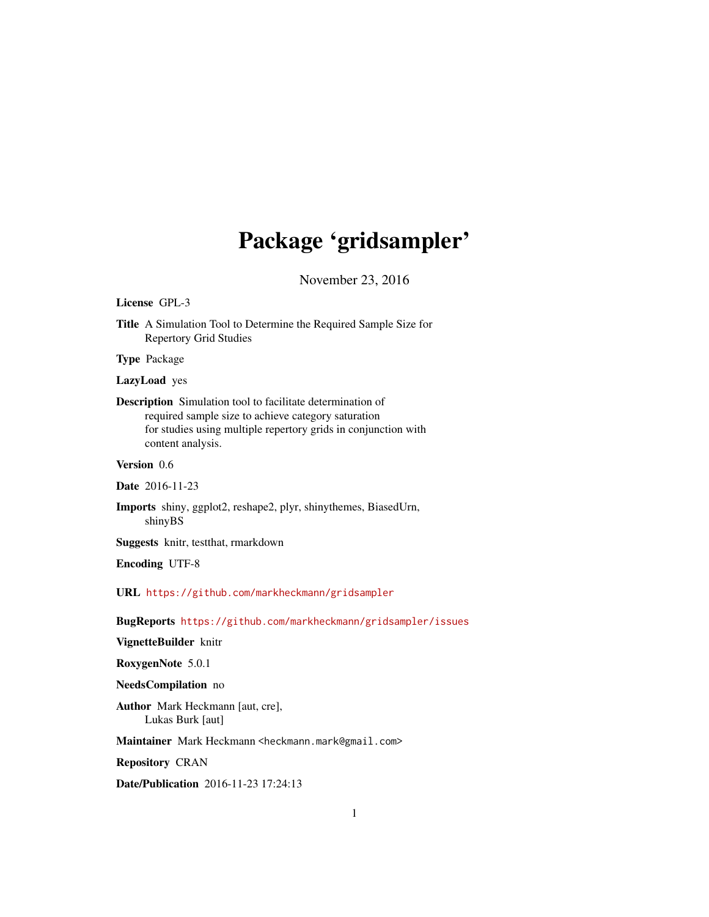# Package 'gridsampler'

November 23, 2016

**License** GPL-3

**Title** A Simulation Tool to Determine the Required Sample Size for Repertory Grid Studies

**Type** Package

**LazyLoad** yes

**Description** Simulation tool to facilitate determination of required sample size to achieve category saturation for studies using multiple repertory grids in conjunction with content analysis.

**Version** 0.6

**Date** 2016-11-23

**Imports** shiny, ggplot2, reshape2, plyr, shinythemes, BiasedUrn, shinyBS

**Suggests** knitr, testthat, rmarkdown

**Encoding** UTF-8

**URL** https://github.com/markheckmann/gridsampler

**BugReports** https://github.com/markheckmann/gridsampler/issues

**VignetteBuilder** knitr

**RoxygenNote** 5.0.1

**NeedsCompilation** no

**Author** Mark Heckmann [aut, cre], Lukas Burk [aut]

**Maintainer** Mark Heckmann <heckmann.mark@gmail.com>

**Repository** CRAN

**Date/Publication** 2016-11-23 17:24:13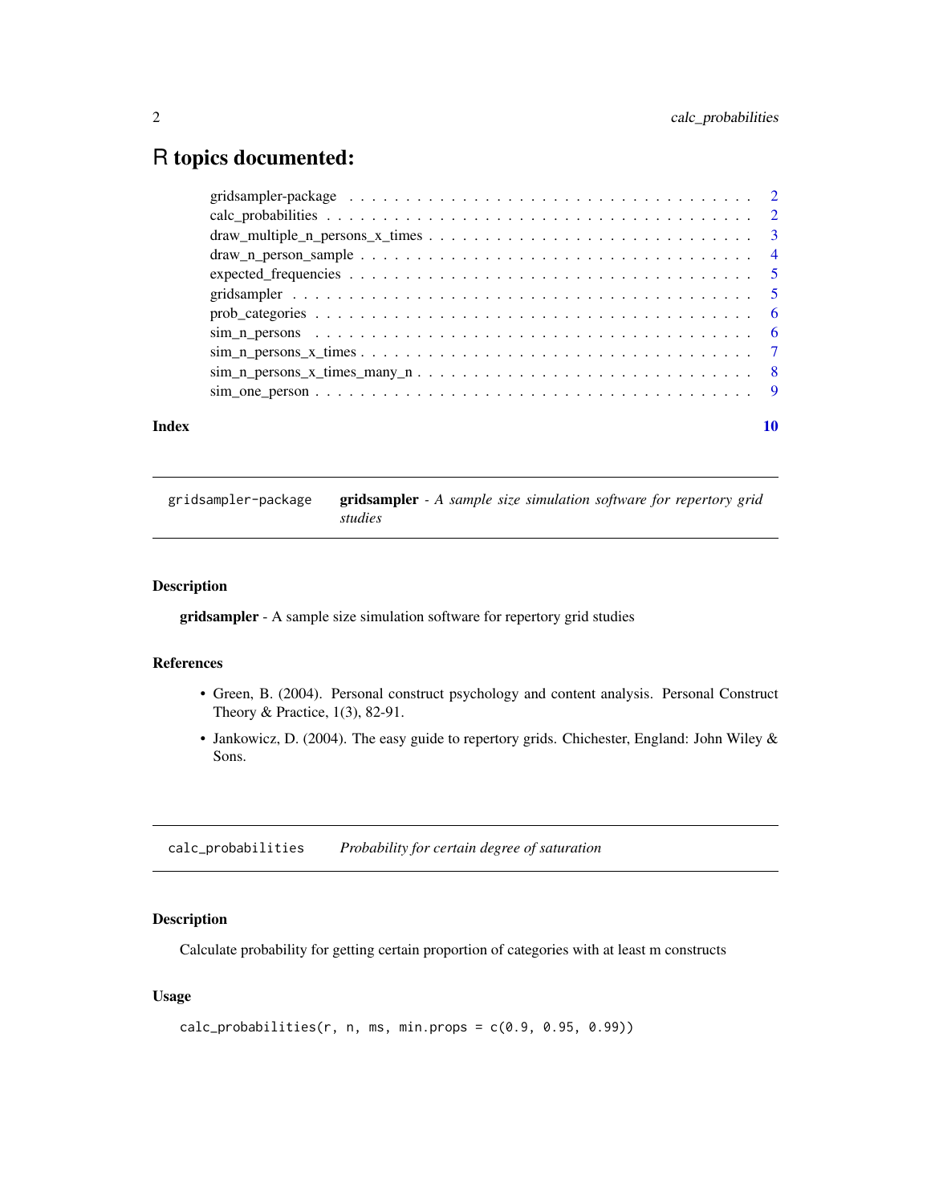# R topics documented:

gridsampler-package . . . . . . . . . . . . . . . . . . . . . . . . . . . . . . . . . . . . 2
calc_probabilities . . . . . . . . . . . . . . . . . . . . . . . . . . . . . . . . . . . . 2
draw_multiple_n_persons_x_times . . . . . . . . . . . . . . . . . . . . . . . . . . . . 3
draw_n_person_sample . . . . . . . . . . . . . . . . . . . . . . . . . . . . . . . . . . 4
expected_frequencies . . . . . . . . . . . . . . . . . . . . . . . . . . . . . . . . . . 5
gridsampler . . . . . . . . . . . . . . . . . . . . . . . . . . . . . . . . . . . . . . . 5
prob_categories . . . . . . . . . . . . . . . . . . . . . . . . . . . . . . . . . . . . . 6
sim_n_persons . . . . . . . . . . . . . . . . . . . . . . . . . . . . . . . . . . . . . . 6
sim_n_persons_x_times . . . . . . . . . . . . . . . . . . . . . . . . . . . . . . . . . 7
sim_n_persons_x_times_many_n . . . . . . . . . . . . . . . . . . . . . . . . . . . . . 8
sim_one_person . . . . . . . . . . . . . . . . . . . . . . . . . . . . . . . . . . . . . 9

**Index** **10**

---

`gridsampler-package` **gridsampler** - *A sample size simulation software for repertory grid studies*

---

### Description

**gridsampler** - A sample size simulation software for repertory grid studies

### References

- Green, B. (2004). Personal construct psychology and content analysis. Personal Construct Theory & Practice, 1(3), 82-91.
- Jankowicz, D. (2004). The easy guide to repertory grids. Chichester, England: John Wiley & Sons.

---

`calc_probabilities` *Probability for certain degree of saturation*

---

### Description

Calculate probability for getting certain proportion of categories with at least m constructs

### Usage

```
calc_probabilities(r, n, ms, min.props = c(0.9, 0.95, 0.99))
```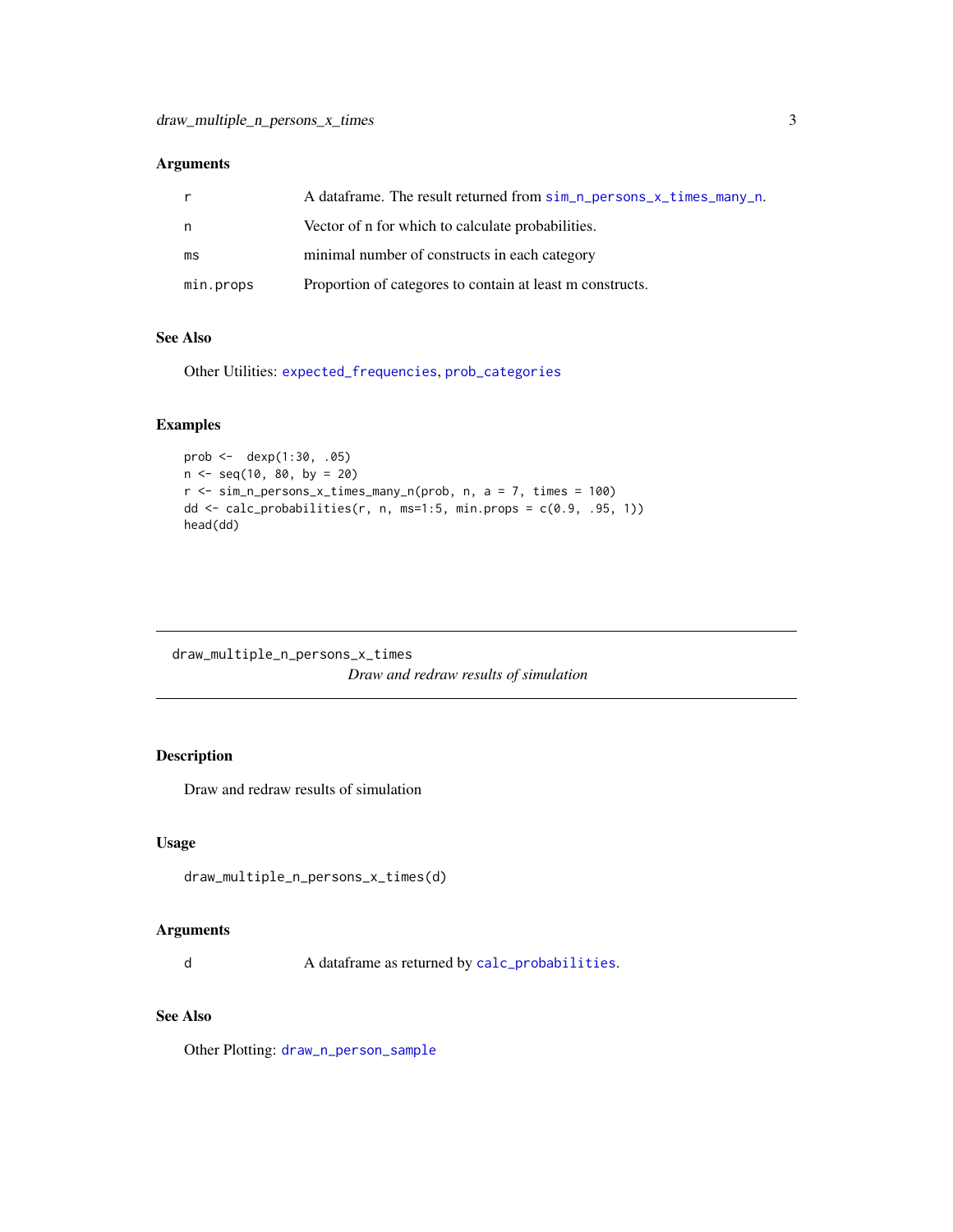### Arguments

| | |
|---|---|
| r | A dataframe. The result returned from sim_n_persons_x_times_many_n. |
| n | Vector of n for which to calculate probabilities. |
| ms | minimal number of constructs in each category |
| min.props | Proportion of categores to contain at least m constructs. |

### See Also

Other Utilities: expected_frequencies, prob_categories

### Examples

```
prob <-  dexp(1:30, .05)
n <- seq(10, 80, by = 20)
r <- sim_n_persons_x_times_many_n(prob, n, a = 7, times = 100)
dd <- calc_probabilities(r, n, ms=1:5, min.props = c(0.9, .95, 1))
head(dd)
```

---

## draw_multiple_n_persons_x_times

*Draw and redraw results of simulation*

### Description

Draw and redraw results of simulation

### Usage

```
draw_multiple_n_persons_x_times(d)
```

### Arguments

| | |
|---|---|
| d | A dataframe as returned by calc_probabilities. |

### See Also

Other Plotting: draw_n_person_sample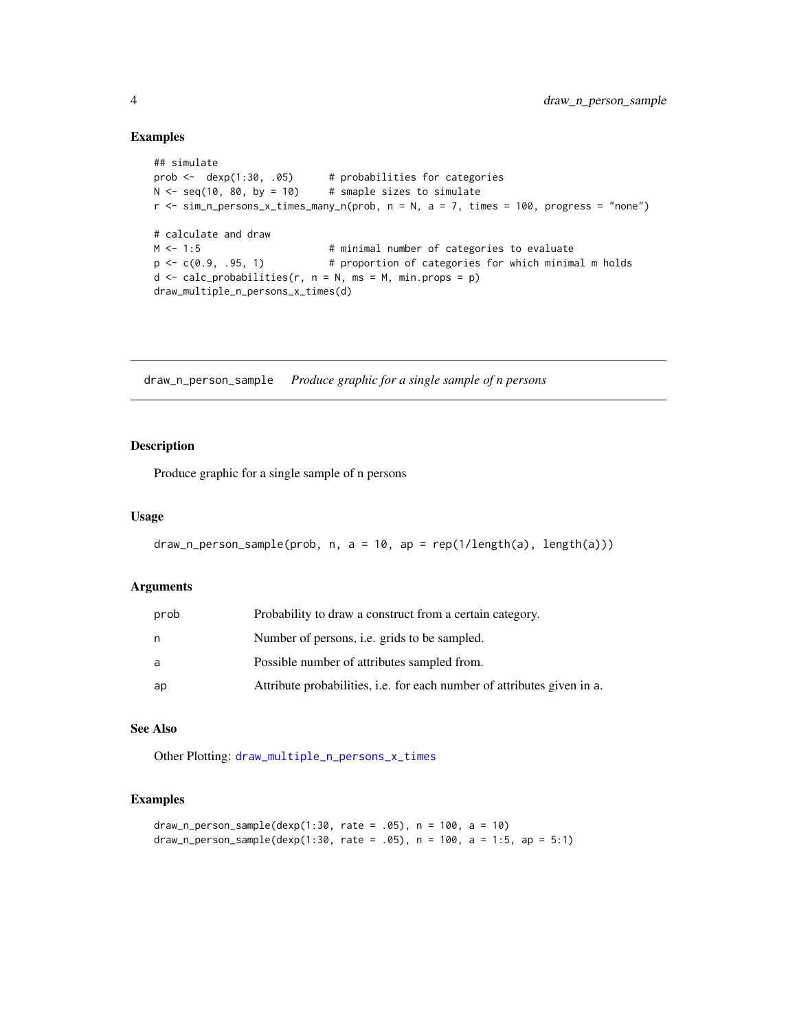### Examples

```
## simulate
prob <-  dexp(1:30, .05)      # probabilities for categories
N <- seq(10, 80, by = 10)     # smaple sizes to simulate
r <- sim_n_persons_x_times_many_n(prob, n = N, a = 7, times = 100, progress = "none")

# calculate and draw
M <- 1:5                      # minimal number of categories to evaluate
p <- c(0.9, .95, 1)           # proportion of categories for which minimal m holds
d <- calc_probabilities(r, n = N, ms = M, min.props = p)
draw_multiple_n_persons_x_times(d)
```

---

## draw_n_person_sample *Produce graphic for a single sample of n persons*

---

### Description

Produce graphic for a single sample of n persons

### Usage

```
draw_n_person_sample(prob, n, a = 10, ap = rep(1/length(a), length(a)))
```

### Arguments

| | |
|---|---|
| prob | Probability to draw a construct from a certain category. |
| n | Number of persons, i.e. grids to be sampled. |
| a | Possible number of attributes sampled from. |
| ap | Attribute probabilities, i.e. for each number of attributes given in a. |

### See Also

Other Plotting: draw_multiple_n_persons_x_times

### Examples

```
draw_n_person_sample(dexp(1:30, rate = .05), n = 100, a = 10)
draw_n_person_sample(dexp(1:30, rate = .05), n = 100, a = 1:5, ap = 5:1)
```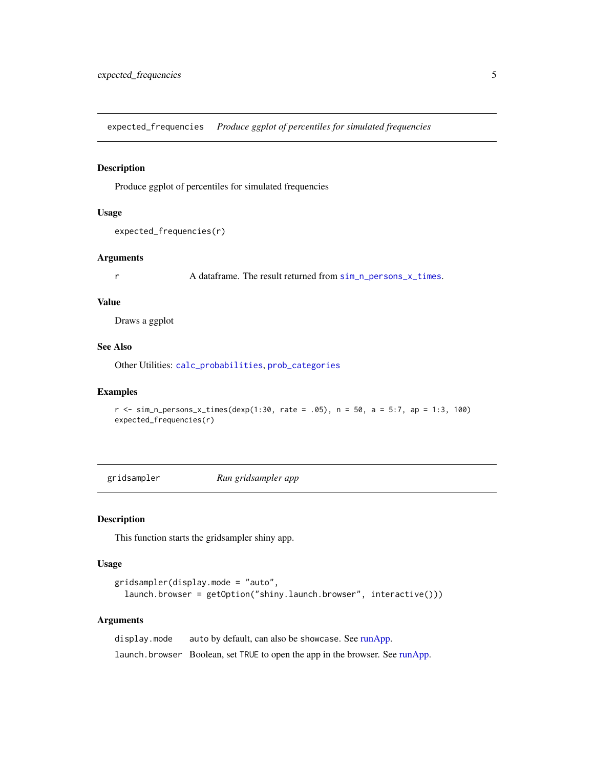## expected_frequencies *Produce ggplot of percentiles for simulated frequencies*

### Description

Produce ggplot of percentiles for simulated frequencies

### Usage

```
expected_frequencies(r)
```

### Arguments

| | |
|---|---|
| r | A dataframe. The result returned from `sim_n_persons_x_times`. |

### Value

Draws a ggplot

### See Also

Other Utilities: `calc_probabilities`, `prob_categories`

### Examples

```
r <- sim_n_persons_x_times(dexp(1:30, rate = .05), n = 50, a = 5:7, ap = 1:3, 100)
expected_frequencies(r)
```

## gridsampler *Run gridsampler app*

### Description

This function starts the gridsampler shiny app.

### Usage

```
gridsampler(display.mode = "auto",
  launch.browser = getOption("shiny.launch.browser", interactive()))
```

### Arguments

| | |
|---|---|
| display.mode | auto by default, can also be showcase. See runApp. |
| launch.browser | Boolean, set TRUE to open the app in the browser. See runApp. |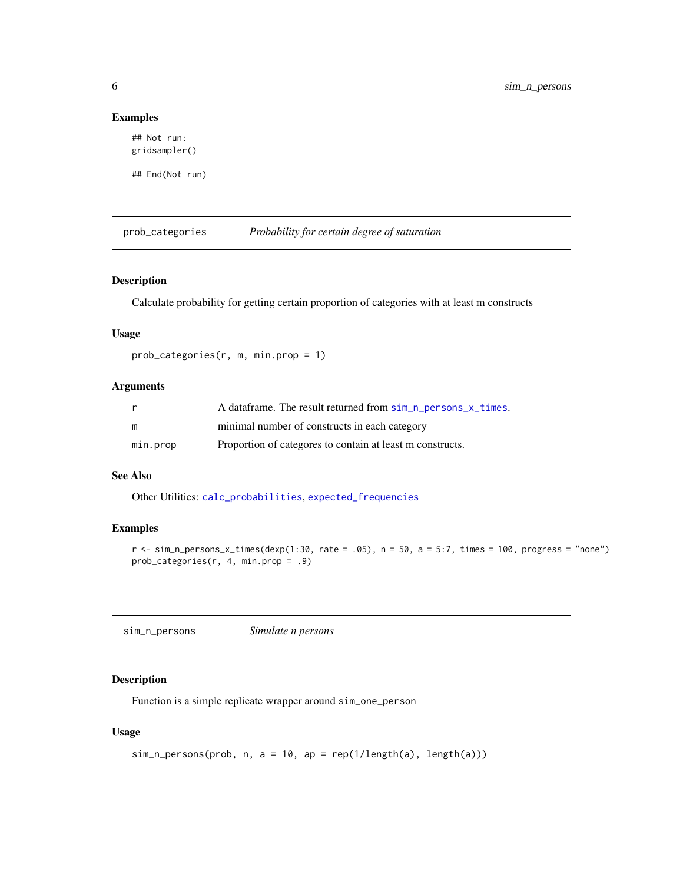### Examples

```
## Not run:
gridsampler()

## End(Not run)
```

---

## prob_categories *Probability for certain degree of saturation*

### Description

Calculate probability for getting certain proportion of categories with at least m constructs

### Usage

```
prob_categories(r, m, min.prop = 1)
```

### Arguments

| | |
|---|---|
| r | A dataframe. The result returned from `sim_n_persons_x_times`. |
| m | minimal number of constructs in each category |
| min.prop | Proportion of categores to contain at least m constructs. |

### See Also

Other Utilities: `calc_probabilities`, `expected_frequencies`

### Examples

```
r <- sim_n_persons_x_times(dexp(1:30, rate = .05), n = 50, a = 5:7, times = 100, progress = "none")
prob_categories(r, 4, min.prop = .9)
```

---

## sim_n_persons *Simulate n persons*

### Description

Function is a simple replicate wrapper around `sim_one_person`

### Usage

```
sim_n_persons(prob, n, a = 10, ap = rep(1/length(a), length(a)))
```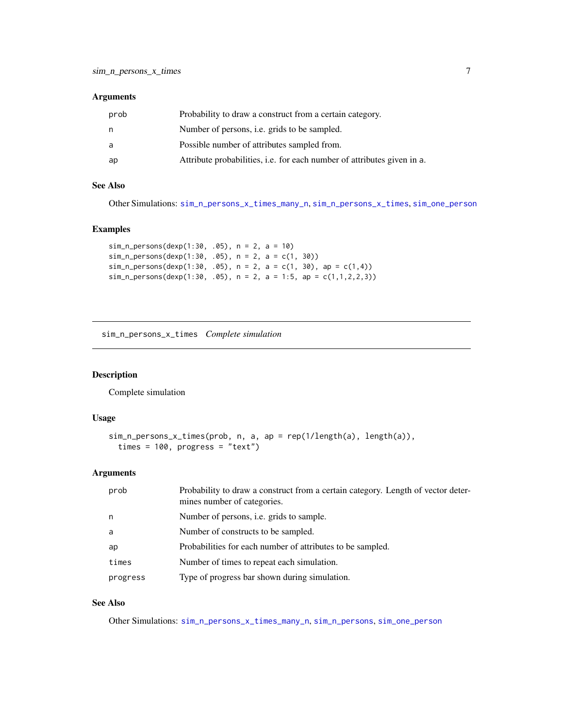### Arguments

| | |
|---|---|
| prob | Probability to draw a construct from a certain category. |
| n | Number of persons, i.e. grids to be sampled. |
| a | Possible number of attributes sampled from. |
| ap | Attribute probabilities, i.e. for each number of attributes given in a. |

### See Also

Other Simulations: sim_n_persons_x_times_many_n, sim_n_persons_x_times, sim_one_person

### Examples

```
sim_n_persons(dexp(1:30, .05), n = 2, a = 10)
sim_n_persons(dexp(1:30, .05), n = 2, a = c(1, 30))
sim_n_persons(dexp(1:30, .05), n = 2, a = c(1, 30), ap = c(1,4))
sim_n_persons(dexp(1:30, .05), n = 2, a = 1:5, ap = c(1,1,2,2,3))
```

---

## sim_n_persons_x_times *Complete simulation*

### Description

Complete simulation

### Usage

```
sim_n_persons_x_times(prob, n, a, ap = rep(1/length(a), length(a)),
  times = 100, progress = "text")
```

### Arguments

| | |
|---|---|
| prob | Probability to draw a construct from a certain category. Length of vector determines number of categories. |
| n | Number of persons, i.e. grids to sample. |
| a | Number of constructs to be sampled. |
| ap | Probabilities for each number of attributes to be sampled. |
| times | Number of times to repeat each simulation. |
| progress | Type of progress bar shown during simulation. |

### See Also

Other Simulations: sim_n_persons_x_times_many_n, sim_n_persons, sim_one_person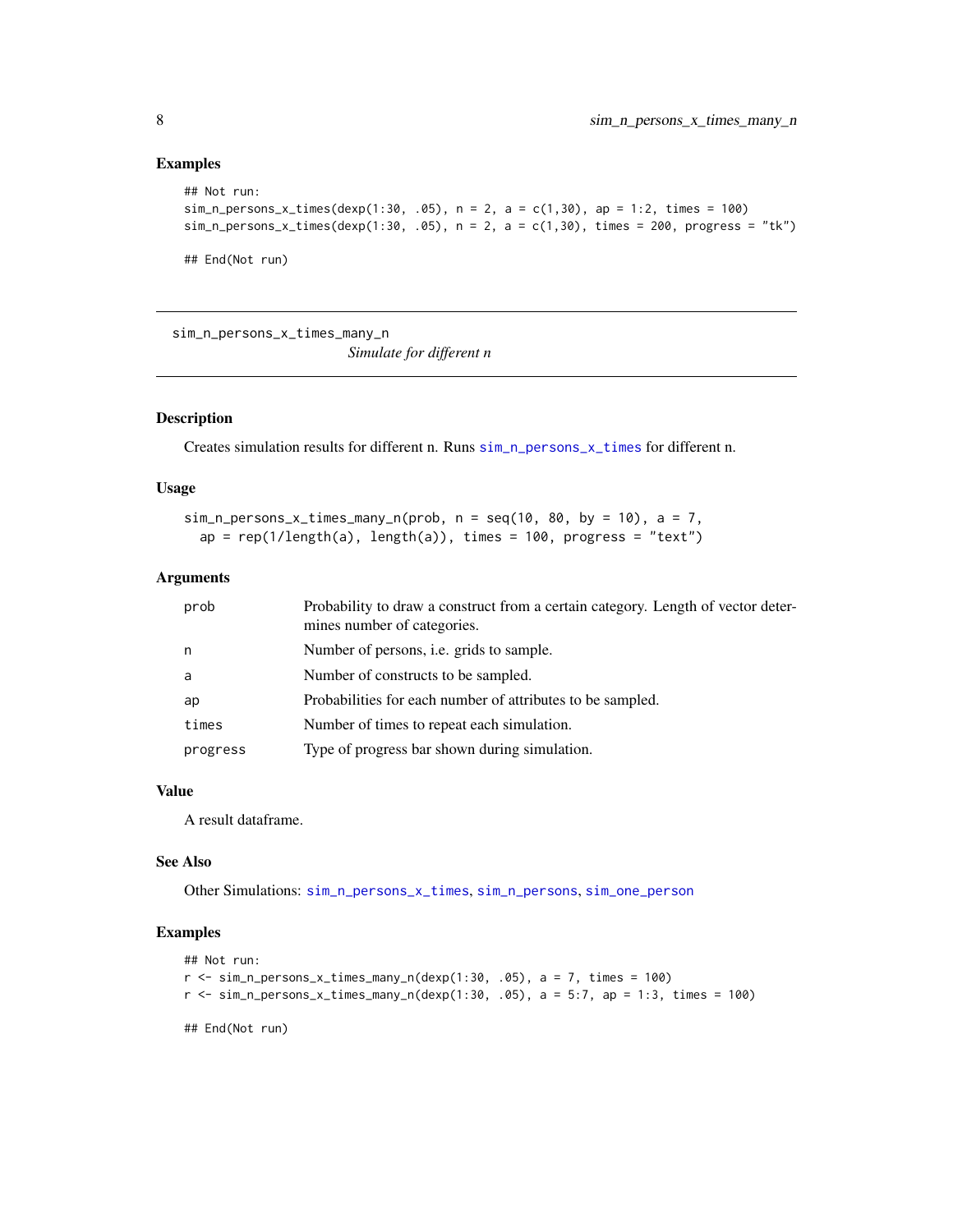## Examples

```
## Not run:
sim_n_persons_x_times(dexp(1:30, .05), n = 2, a = c(1,30), ap = 1:2, times = 100)
sim_n_persons_x_times(dexp(1:30, .05), n = 2, a = c(1,30), times = 200, progress = "tk")

## End(Not run)
```

---

# sim_n_persons_x_times_many_n

*Simulate for different n*

---

## Description

Creates simulation results for different n. Runs sim_n_persons_x_times for different n.

## Usage

```
sim_n_persons_x_times_many_n(prob, n = seq(10, 80, by = 10), a = 7,
  ap = rep(1/length(a), length(a)), times = 100, progress = "text")
```

## Arguments

| | |
|---|---|
| prob | Probability to draw a construct from a certain category. Length of vector determines number of categories. |
| n | Number of persons, i.e. grids to sample. |
| a | Number of constructs to be sampled. |
| ap | Probabilities for each number of attributes to be sampled. |
| times | Number of times to repeat each simulation. |
| progress | Type of progress bar shown during simulation. |

## Value

A result dataframe.

## See Also

Other Simulations: sim_n_persons_x_times, sim_n_persons, sim_one_person

## Examples

```
## Not run:
r <- sim_n_persons_x_times_many_n(dexp(1:30, .05), a = 7, times = 100)
r <- sim_n_persons_x_times_many_n(dexp(1:30, .05), a = 5:7, ap = 1:3, times = 100)

## End(Not run)
```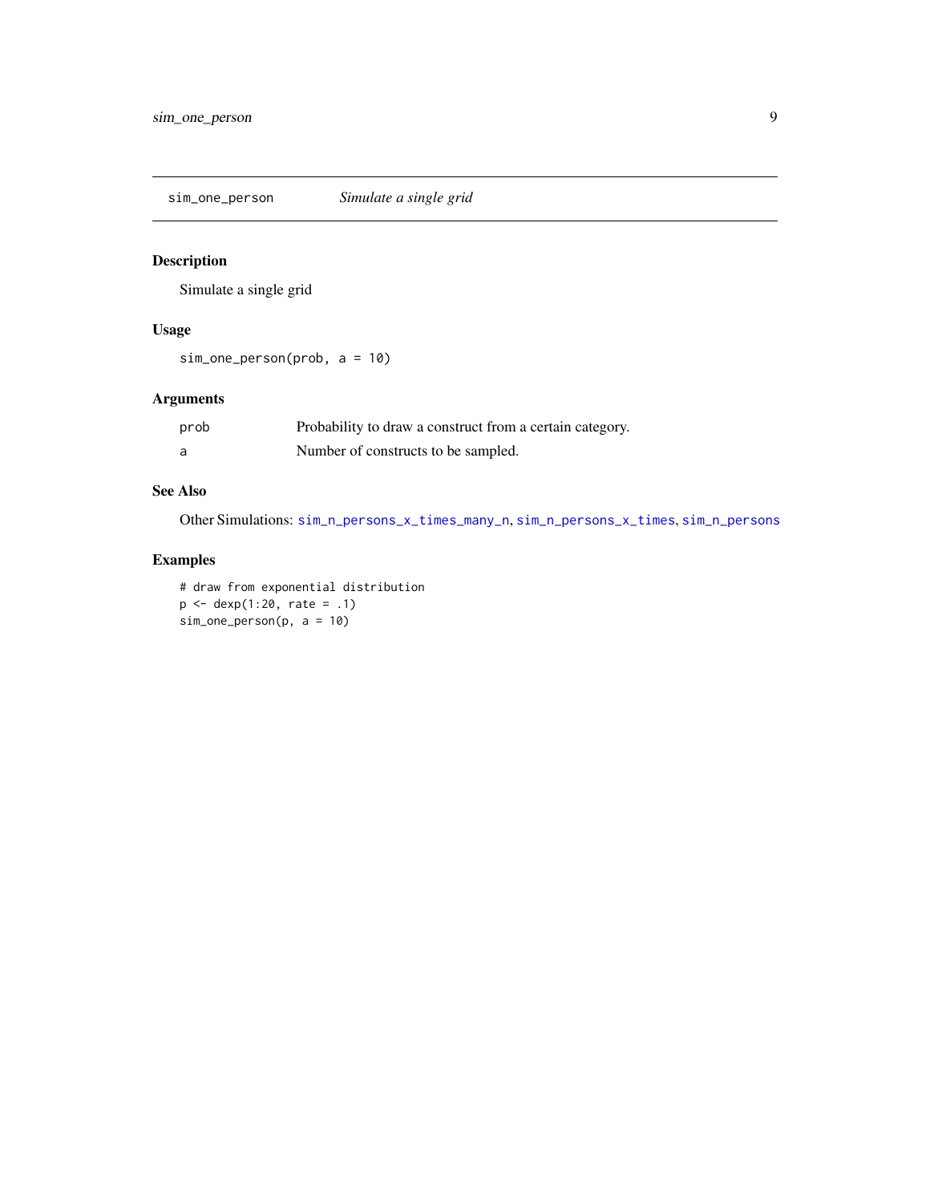# sim_one_person *Simulate a single grid*

## Description

Simulate a single grid

## Usage

```
sim_one_person(prob, a = 10)
```

## Arguments

| | |
|---|---|
| prob | Probability to draw a construct from a certain category. |
| a | Number of constructs to be sampled. |

## See Also

Other Simulations: `sim_n_persons_x_times_many_n`, `sim_n_persons_x_times`, `sim_n_persons`

## Examples

```
# draw from exponential distribution
p <- dexp(1:20, rate = .1)
sim_one_person(p, a = 10)
```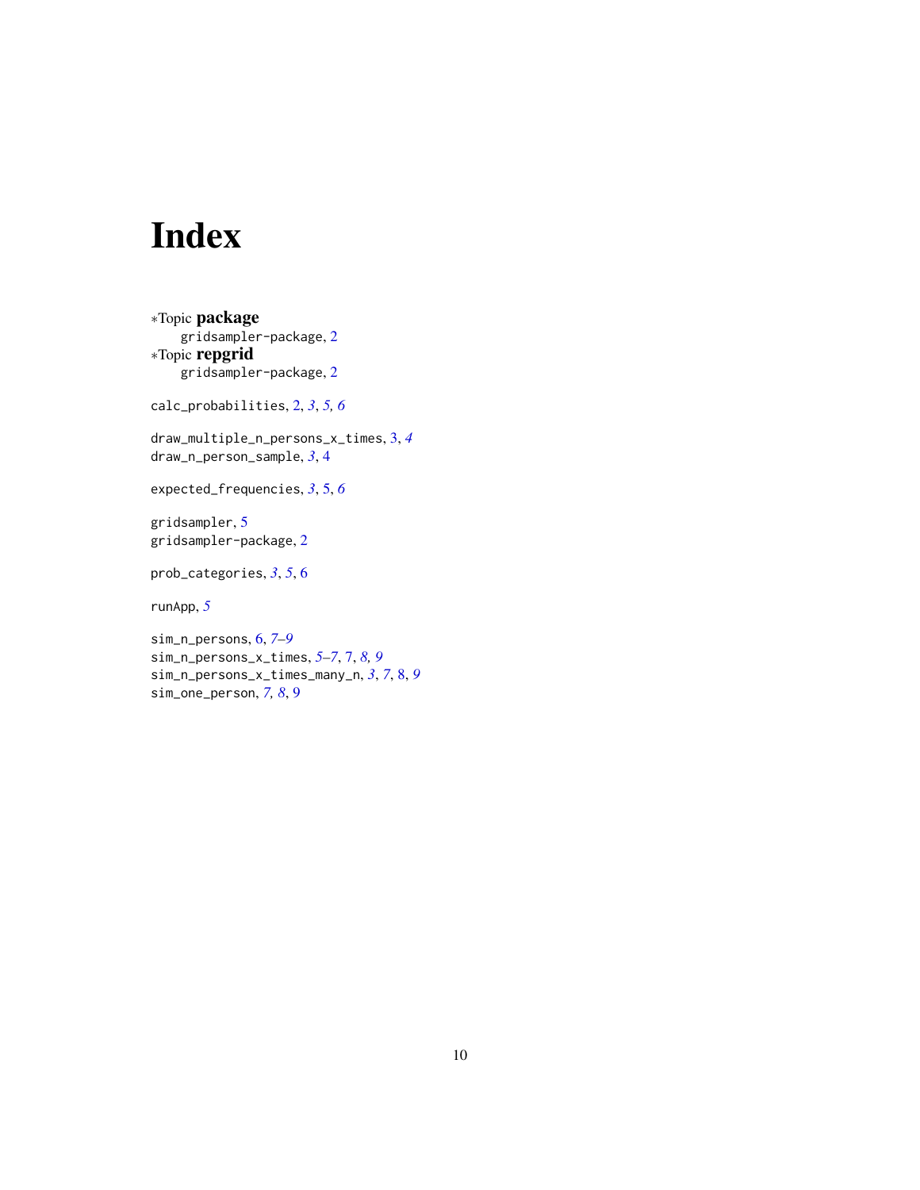# Index

∗Topic **package**
    gridsampler-package, 2
∗Topic **repgrid**
    gridsampler-package, 2

calc_probabilities, 2, *3*, *5*, *6*

draw_multiple_n_persons_x_times, 3, *4*
draw_n_person_sample, *3*, 4

expected_frequencies, *3*, 5, *6*

gridsampler, 5
gridsampler-package, 2

prob_categories, *3*, *5*, 6

runApp, *5*

sim_n_persons, 6, *7–9*
sim_n_persons_x_times, *5–7*, 7, *8*, *9*
sim_n_persons_x_times_many_n, *3*, *7*, 8, *9*
sim_one_person, *7*, *8*, 9